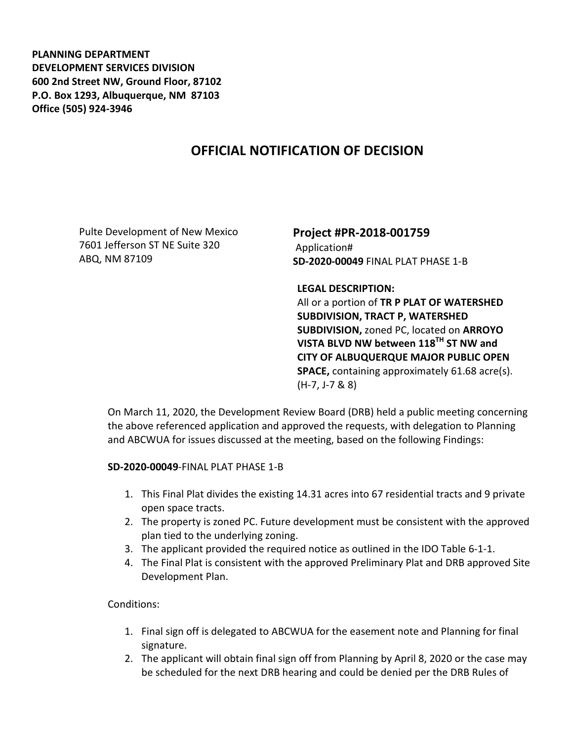**PLANNING DEPARTMENT**
**DEVELOPMENT SERVICES DIVISION**
**600 2nd Street NW, Ground Floor, 87102**
**P.O. Box 1293, Albuquerque, NM 87103**
**Office (505) 924-3946**

# OFFICIAL NOTIFICATION OF DECISION

Pulte Development of New Mexico
7601 Jefferson ST NE Suite 320
ABQ, NM 87109

**Project #PR-2018-001759**
Application#
**SD-2020-00049** FINAL PLAT PHASE 1-B

**LEGAL DESCRIPTION:**
All or a portion of **TR P PLAT OF WATERSHED SUBDIVISION, TRACT P, WATERSHED SUBDIVISION,** zoned PC, located on **ARROYO VISTA BLVD NW between 118TH ST NW and CITY OF ALBUQUERQUE MAJOR PUBLIC OPEN SPACE,** containing approximately 61.68 acre(s). (H-7, J-7 & 8)

On March 11, 2020, the Development Review Board (DRB) held a public meeting concerning the above referenced application and approved the requests, with delegation to Planning and ABCWUA for issues discussed at the meeting, based on the following Findings:

**SD-2020-00049**-FINAL PLAT PHASE 1-B

1. This Final Plat divides the existing 14.31 acres into 67 residential tracts and 9 private open space tracts.
2. The property is zoned PC. Future development must be consistent with the approved plan tied to the underlying zoning.
3. The applicant provided the required notice as outlined in the IDO Table 6-1-1.
4. The Final Plat is consistent with the approved Preliminary Plat and DRB approved Site Development Plan.

Conditions:

1. Final sign off is delegated to ABCWUA for the easement note and Planning for final signature.
2. The applicant will obtain final sign off from Planning by April 8, 2020 or the case may be scheduled for the next DRB hearing and could be denied per the DRB Rules of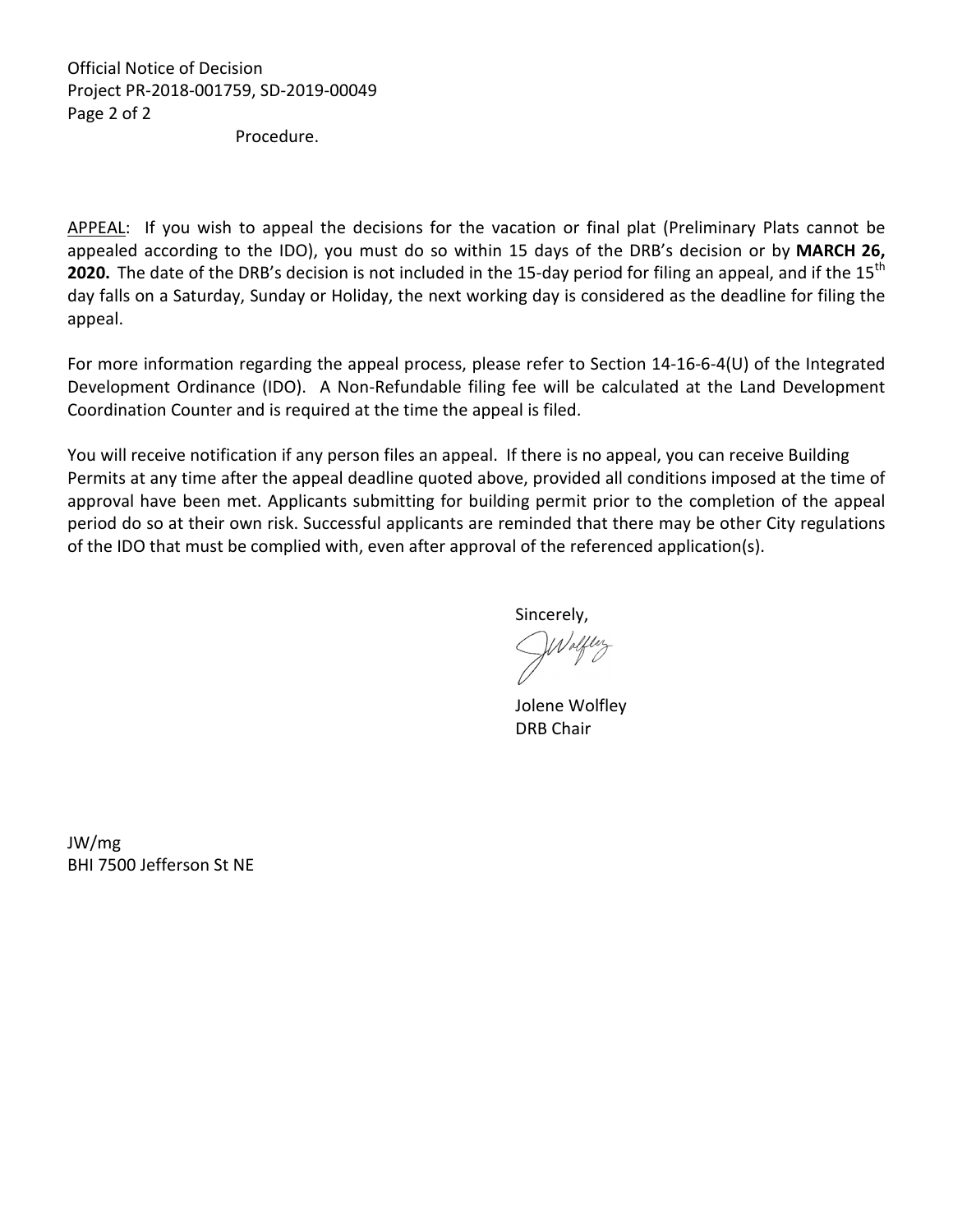Procedure.

APPEAL: If you wish to appeal the decisions for the vacation or final plat (Preliminary Plats cannot be appealed according to the IDO), you must do so within 15 days of the DRB's decision or by **MARCH 26, 2020.** The date of the DRB's decision is not included in the 15-day period for filing an appeal, and if the 15th day falls on a Saturday, Sunday or Holiday, the next working day is considered as the deadline for filing the appeal.

For more information regarding the appeal process, please refer to Section 14-16-6-4(U) of the Integrated Development Ordinance (IDO). A Non-Refundable filing fee will be calculated at the Land Development Coordination Counter and is required at the time the appeal is filed.

You will receive notification if any person files an appeal. If there is no appeal, you can receive Building Permits at any time after the appeal deadline quoted above, provided all conditions imposed at the time of approval have been met. Applicants submitting for building permit prior to the completion of the appeal period do so at their own risk. Successful applicants are reminded that there may be other City regulations of the IDO that must be complied with, even after approval of the referenced application(s).

Sincerely,

Jolene Wolfley
DRB Chair

JW/mg
BHI 7500 Jefferson St NE